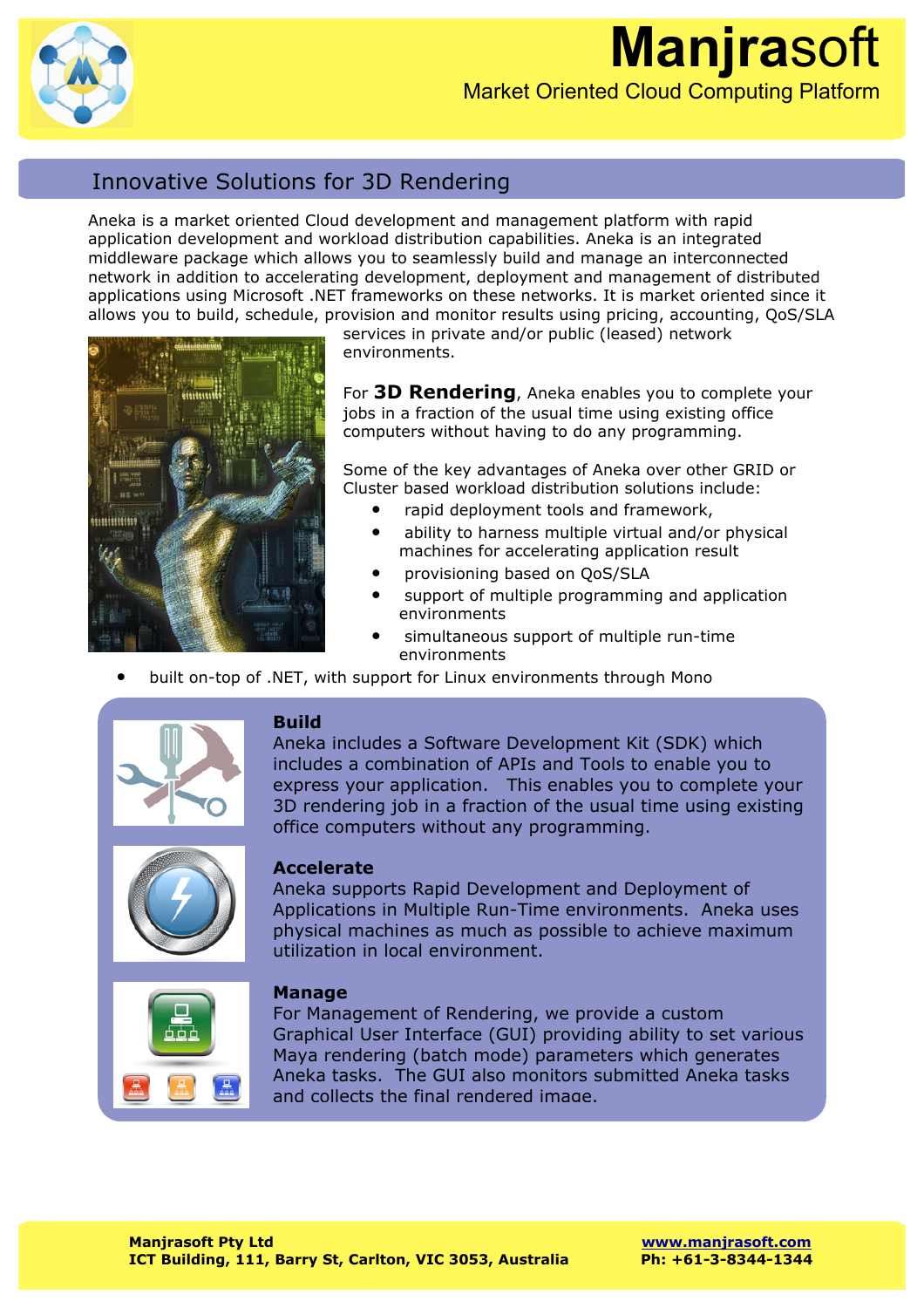# Manjrasoft

Market Oriented Cloud Computing Platform

## Innovative Solutions for 3D Rendering

Aneka is a market oriented Cloud development and management platform with rapid application development and workload distribution capabilities. Aneka is an integrated middleware package which allows you to seamlessly build and manage an interconnected network in addition to accelerating development, deployment and management of distributed applications using Microsoft .NET frameworks on these networks. It is market oriented since it allows you to build, schedule, provision and monitor results using pricing, accounting, QoS/SLA services in private and/or public (leased) network environments.

For **3D Rendering**, Aneka enables you to complete your jobs in a fraction of the usual time using existing office computers without having to do any programming.

Some of the key advantages of Aneka over other GRID or Cluster based workload distribution solutions include:

- rapid deployment tools and framework,
- ability to harness multiple virtual and/or physical machines for accelerating application result
- provisioning based on QoS/SLA
- support of multiple programming and application environments
- simultaneous support of multiple run-time environments
- built on-top of .NET, with support for Linux environments through Mono

**Build**
Aneka includes a Software Development Kit (SDK) which includes a combination of APIs and Tools to enable you to express your application. This enables you to complete your 3D rendering job in a fraction of the usual time using existing office computers without any programming.

**Accelerate**
Aneka supports Rapid Development and Deployment of Applications in Multiple Run-Time environments. Aneka uses physical machines as much as possible to achieve maximum utilization in local environment.

**Manage**
For Management of Rendering, we provide a custom Graphical User Interface (GUI) providing ability to set various Maya rendering (batch mode) parameters which generates Aneka tasks. The GUI also monitors submitted Aneka tasks and collects the final rendered image.

**Manjrasoft Pty Ltd**
**ICT Building, 111, Barry St, Carlton, VIC 3053, Australia**

**www.manjrasoft.com**
**Ph: +61-3-8344-1344**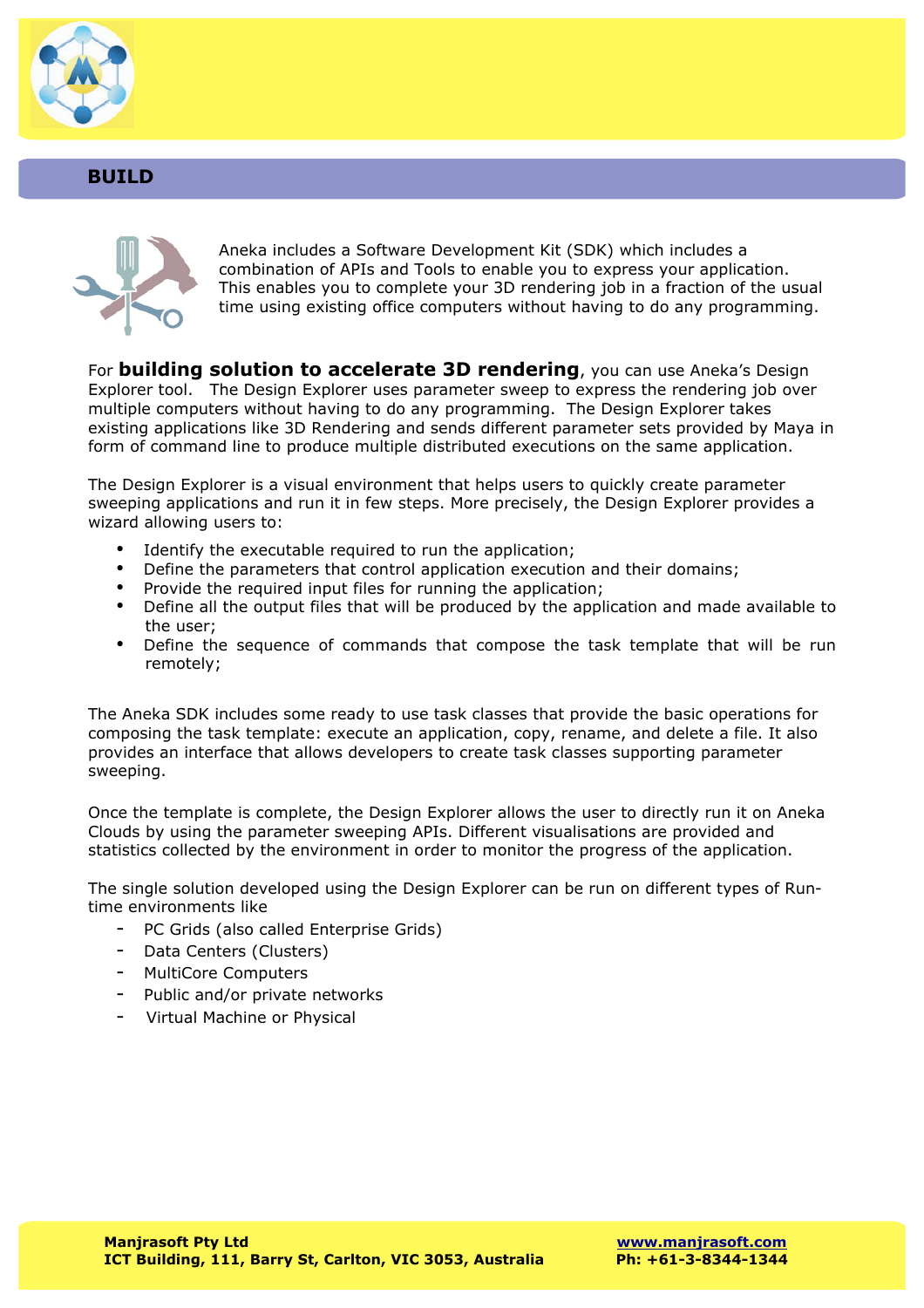## BUILD

Aneka includes a Software Development Kit (SDK) which includes a combination of APIs and Tools to enable you to express your application. This enables you to complete your 3D rendering job in a fraction of the usual time using existing office computers without having to do any programming.

For **building solution to accelerate 3D rendering**, you can use Aneka's Design Explorer tool. The Design Explorer uses parameter sweep to express the rendering job over multiple computers without having to do any programming. The Design Explorer takes existing applications like 3D Rendering and sends different parameter sets provided by Maya in form of command line to produce multiple distributed executions on the same application.

The Design Explorer is a visual environment that helps users to quickly create parameter sweeping applications and run it in few steps. More precisely, the Design Explorer provides a wizard allowing users to:

- Identify the executable required to run the application;
- Define the parameters that control application execution and their domains;
- Provide the required input files for running the application;
- Define all the output files that will be produced by the application and made available to the user;
- Define the sequence of commands that compose the task template that will be run remotely;

The Aneka SDK includes some ready to use task classes that provide the basic operations for composing the task template: execute an application, copy, rename, and delete a file. It also provides an interface that allows developers to create task classes supporting parameter sweeping.

Once the template is complete, the Design Explorer allows the user to directly run it on Aneka Clouds by using the parameter sweeping APIs. Different visualisations are provided and statistics collected by the environment in order to monitor the progress of the application.

The single solution developed using the Design Explorer can be run on different types of Run-time environments like

- PC Grids (also called Enterprise Grids)
- Data Centers (Clusters)
- MultiCore Computers
- Public and/or private networks
- Virtual Machine or Physical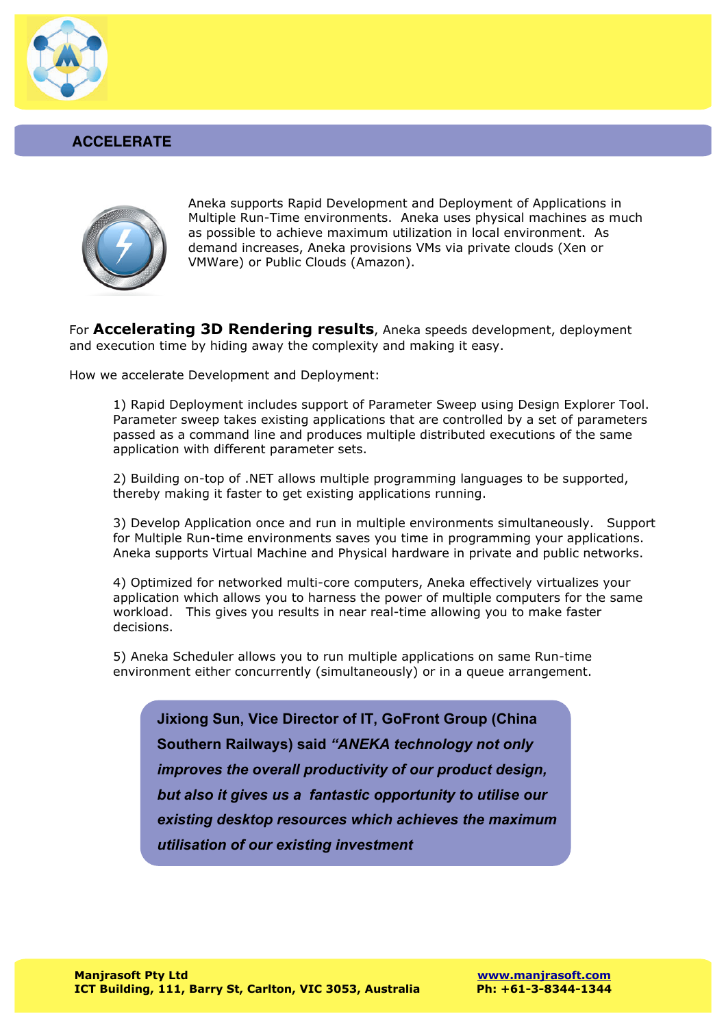## ACCELERATE

Aneka supports Rapid Development and Deployment of Applications in Multiple Run-Time environments. Aneka uses physical machines as much as possible to achieve maximum utilization in local environment. As demand increases, Aneka provisions VMs via private clouds (Xen or VMWare) or Public Clouds (Amazon).

For **Accelerating 3D Rendering results**, Aneka speeds development, deployment and execution time by hiding away the complexity and making it easy.

How we accelerate Development and Deployment:

1) Rapid Deployment includes support of Parameter Sweep using Design Explorer Tool. Parameter sweep takes existing applications that are controlled by a set of parameters passed as a command line and produces multiple distributed executions of the same application with different parameter sets.

2) Building on-top of .NET allows multiple programming languages to be supported, thereby making it faster to get existing applications running.

3) Develop Application once and run in multiple environments simultaneously. Support for Multiple Run-time environments saves you time in programming your applications. Aneka supports Virtual Machine and Physical hardware in private and public networks.

4) Optimized for networked multi-core computers, Aneka effectively virtualizes your application which allows you to harness the power of multiple computers for the same workload. This gives you results in near real-time allowing you to make faster decisions.

5) Aneka Scheduler allows you to run multiple applications on same Run-time environment either concurrently (simultaneously) or in a queue arrangement.

> **Jixiong Sun, Vice Director of IT, GoFront Group (China Southern Railways) said *"ANEKA technology not only improves the overall productivity of our product design, but also it gives us a fantastic opportunity to utilise our existing desktop resources which achieves the maximum utilisation of our existing investment***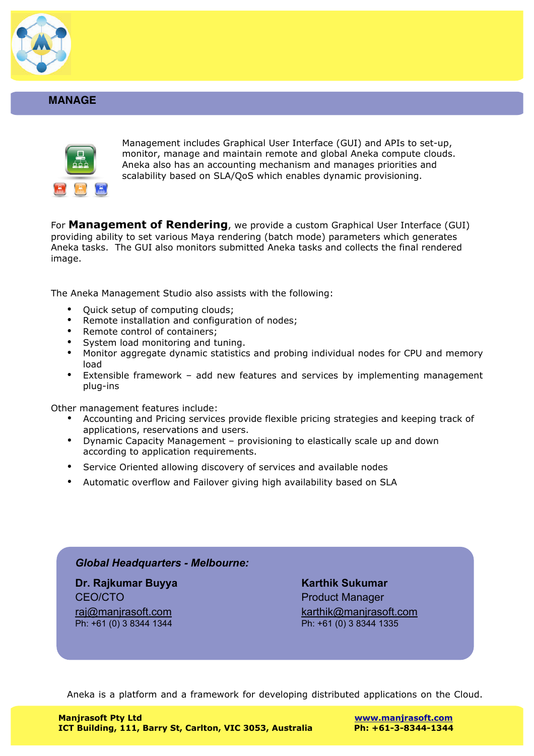## MANAGE

Management includes Graphical User Interface (GUI) and APIs to set-up, monitor, manage and maintain remote and global Aneka compute clouds. Aneka also has an accounting mechanism and manages priorities and scalability based on SLA/QoS which enables dynamic provisioning.

For **Management of Rendering**, we provide a custom Graphical User Interface (GUI) providing ability to set various Maya rendering (batch mode) parameters which generates Aneka tasks. The GUI also monitors submitted Aneka tasks and collects the final rendered image.

The Aneka Management Studio also assists with the following:

- Quick setup of computing clouds;
- Remote installation and configuration of nodes;
- Remote control of containers;
- System load monitoring and tuning.
- Monitor aggregate dynamic statistics and probing individual nodes for CPU and memory load
- Extensible framework – add new features and services by implementing management plug-ins

Other management features include:

- Accounting and Pricing services provide flexible pricing strategies and keeping track of applications, reservations and users.
- Dynamic Capacity Management – provisioning to elastically scale up and down according to application requirements.
- Service Oriented allowing discovery of services and available nodes
- Automatic overflow and Failover giving high availability based on SLA

***Global Headquarters - Melbourne:***

**Dr. Rajkumar Buyya**
CEO/CTO
raj@manjrasoft.com
Ph: +61 (0) 3 8344 1344

**Karthik Sukumar**
Product Manager
karthik@manjrasoft.com
Ph: +61 (0) 3 8344 1335

Aneka is a platform and a framework for developing distributed applications on the Cloud.

**Manjrasoft Pty Ltd**
**ICT Building, 111, Barry St, Carlton, VIC 3053, Australia**

**www.manjrasoft.com**
**Ph: +61-3-8344-1344**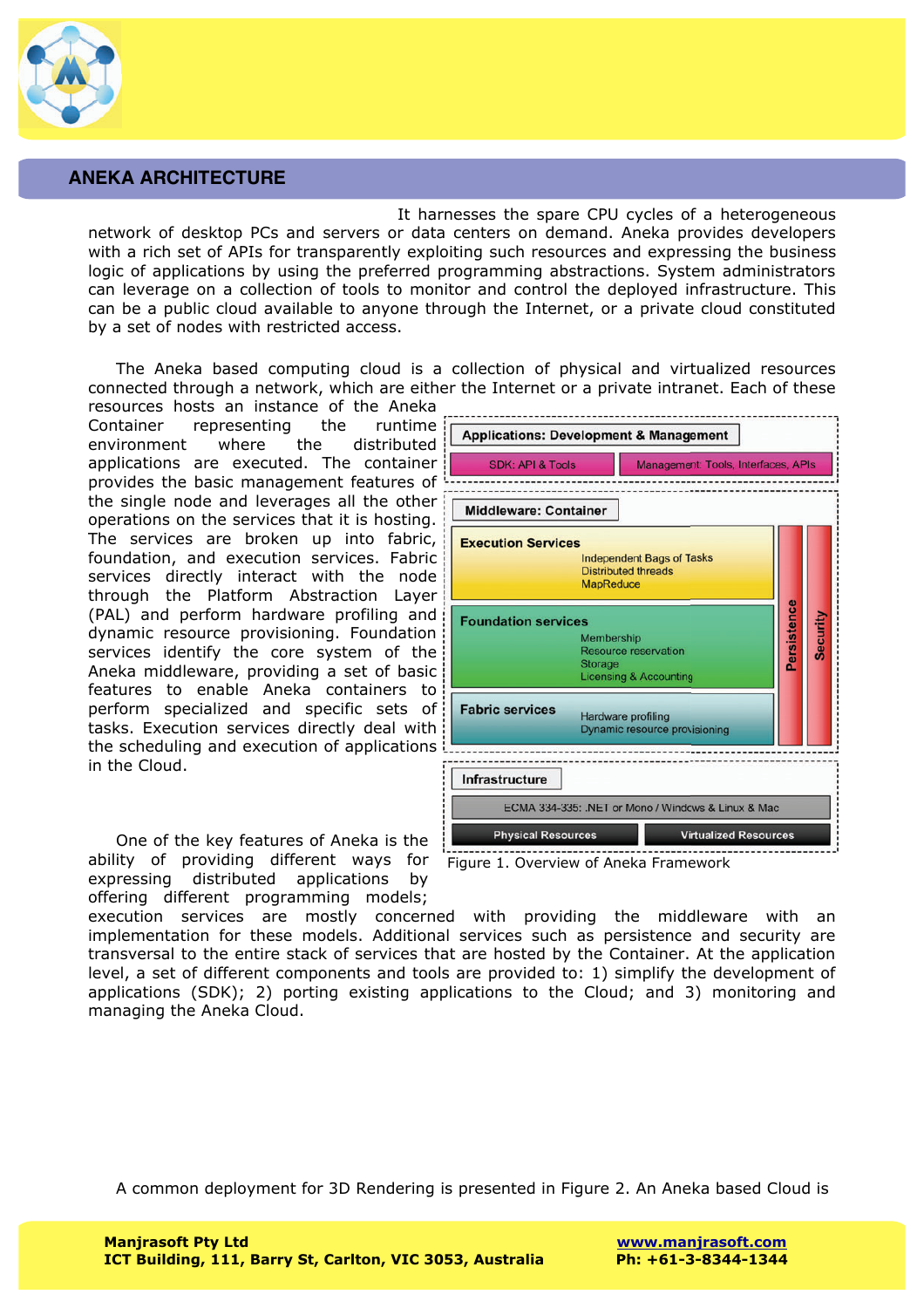## ANEKA ARCHITECTURE

It harnesses the spare CPU cycles of a heterogeneous network of desktop PCs and servers or data centers on demand. Aneka provides developers with a rich set of APIs for transparently exploiting such resources and expressing the business logic of applications by using the preferred programming abstractions. System administrators can leverage on a collection of tools to monitor and control the deployed infrastructure. This can be a public cloud available to anyone through the Internet, or a private cloud constituted by a set of nodes with restricted access.

The Aneka based computing cloud is a collection of physical and virtualized resources connected through a network, which are either the Internet or a private intranet. Each of these resources hosts an instance of the Aneka Container representing the runtime environment where the distributed applications are executed. The container provides the basic management features of the single node and leverages all the other operations on the services that it is hosting. The services are broken up into fabric, foundation, and execution services. Fabric services directly interact with the node through the Platform Abstraction Layer (PAL) and perform hardware profiling and dynamic resource provisioning. Foundation services identify the core system of the Aneka middleware, providing a set of basic features to enable Aneka containers to perform specialized and specific sets of tasks. Execution services directly deal with the scheduling and execution of applications in the Cloud.

Applications: Development & Management
- SDK: API & Tools
- Management: Tools, Interfaces, APIs

Middleware: Container
- Execution Services: Independent Bags of Tasks, Distributed threads, MapReduce
- Foundation services: Membership, Resource reservation, Storage, Licensing & Accounting
- Fabric services: Hardware profiling, Dynamic resource provisioning
- Persistence
- Security

Infrastructure
- ECMA 334-335: .NET or Mono / Windows & Linux & Mac
- Physical Resources
- Virtualized Resources

Figure 1. Overview of Aneka Framework

One of the key features of Aneka is the ability of providing different ways for expressing distributed applications by offering different programming models; execution services are mostly concerned with providing the middleware with an implementation for these models. Additional services such as persistence and security are transversal to the entire stack of services that are hosted by the Container. At the application level, a set of different components and tools are provided to: 1) simplify the development of applications (SDK); 2) porting existing applications to the Cloud; and 3) monitoring and managing the Aneka Cloud.

A common deployment for 3D Rendering is presented in Figure 2. An Aneka based Cloud is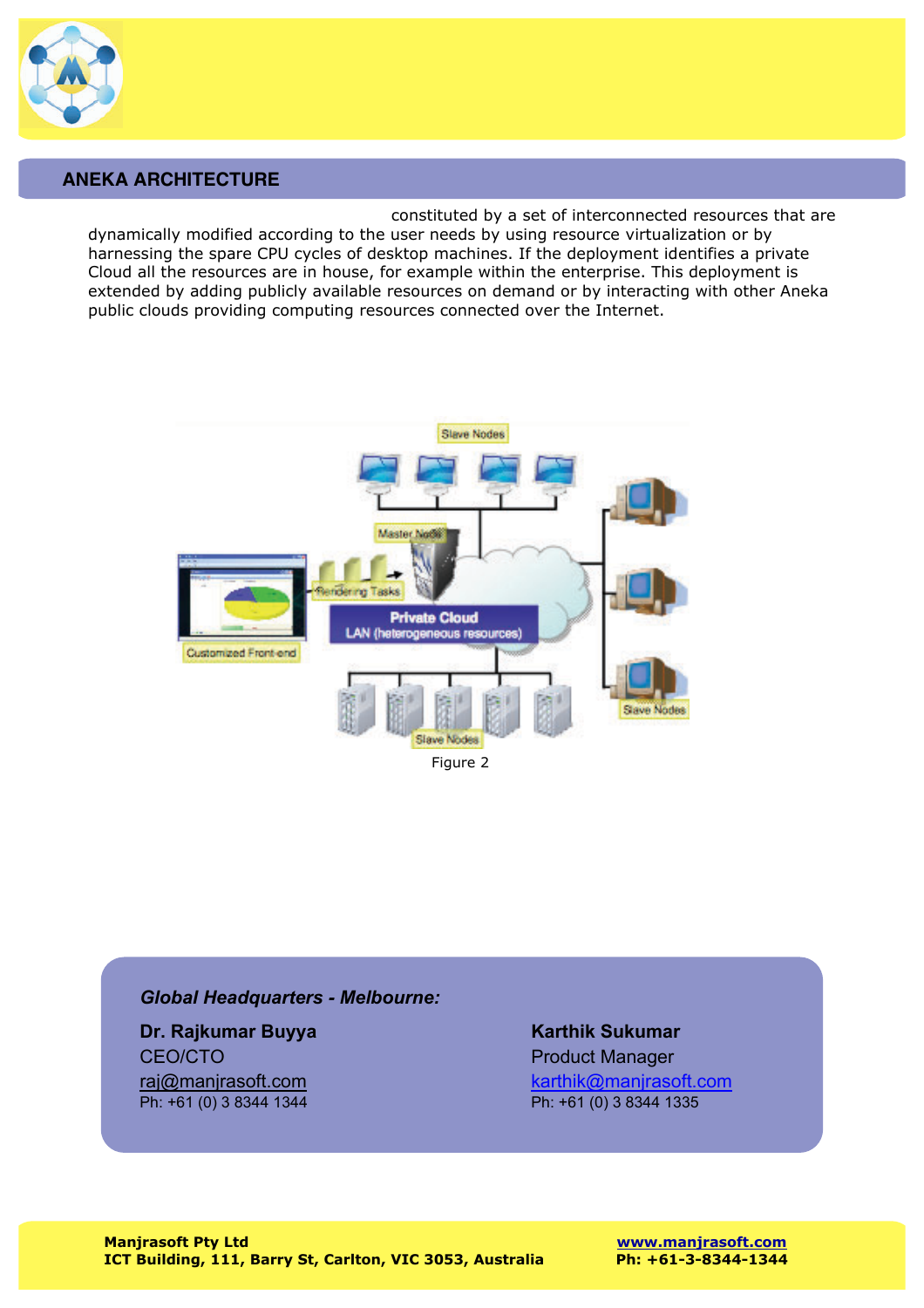## ANEKA ARCHITECTURE

constituted by a set of interconnected resources that are dynamically modified according to the user needs by using resource virtualization or by harnessing the spare CPU cycles of desktop machines. If the deployment identifies a private Cloud all the resources are in house, for example within the enterprise. This deployment is extended by adding publicly available resources on demand or by interacting with other Aneka public clouds providing computing resources connected over the Internet.

Slave Nodes

Master Node

Rendering Tasks

Customized Front-end

Private Cloud
LAN (heterogeneous resources)

Slave Nodes

Slave Nodes

Figure 2

***Global Headquarters - Melbourne:***

**Dr. Rajkumar Buyya**
CEO/CTO
raj@manjrasoft.com
Ph: +61 (0) 3 8344 1344

**Karthik Sukumar**
Product Manager
karthik@manjrasoft.com
Ph: +61 (0) 3 8344 1335

**Manjrasoft Pty Ltd**
**ICT Building, 111, Barry St, Carlton, VIC 3053, Australia**

**www.manjrasoft.com**
**Ph: +61-3-8344-1344**